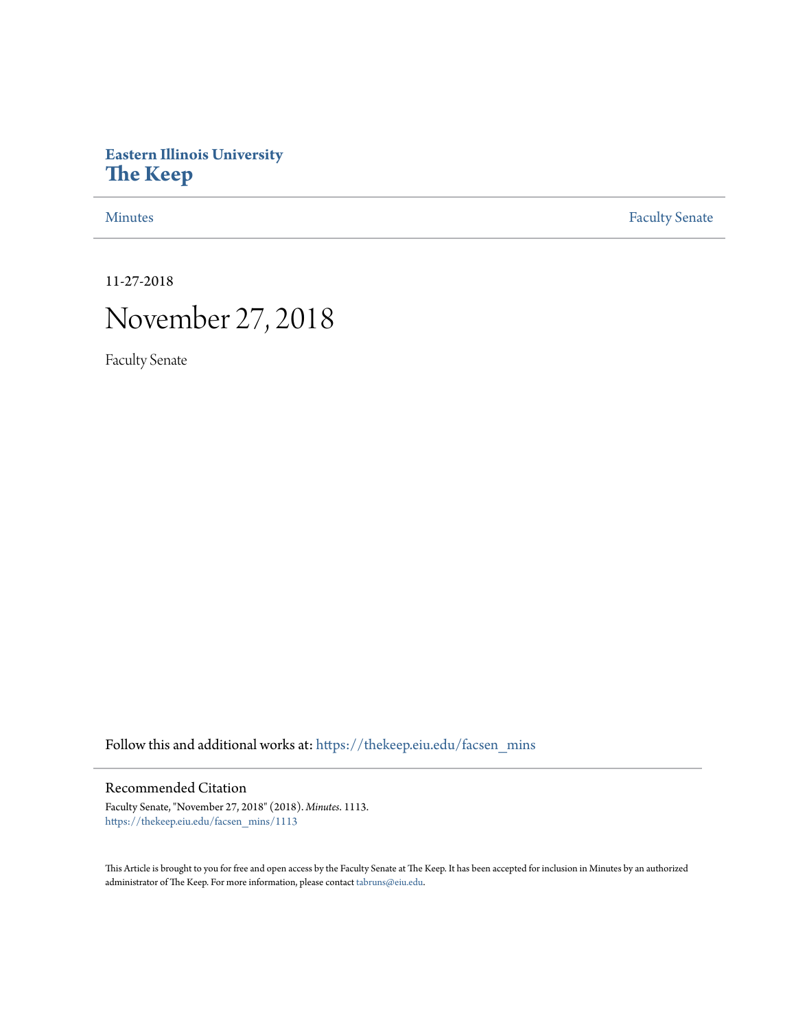Eastern Illinois University

# The Keep

Minutes | Faculty Senate

11-27-2018

# November 27, 2018

Faculty Senate

Follow this and additional works at: https://thekeep.eiu.edu/facsen_mins

## Recommended Citation

Faculty Senate, "November 27, 2018" (2018). *Minutes*. 1113.
https://thekeep.eiu.edu/facsen_mins/1113

This Article is brought to you for free and open access by the Faculty Senate at The Keep. It has been accepted for inclusion in Minutes by an authorized administrator of The Keep. For more information, please contact tabruns@eiu.edu.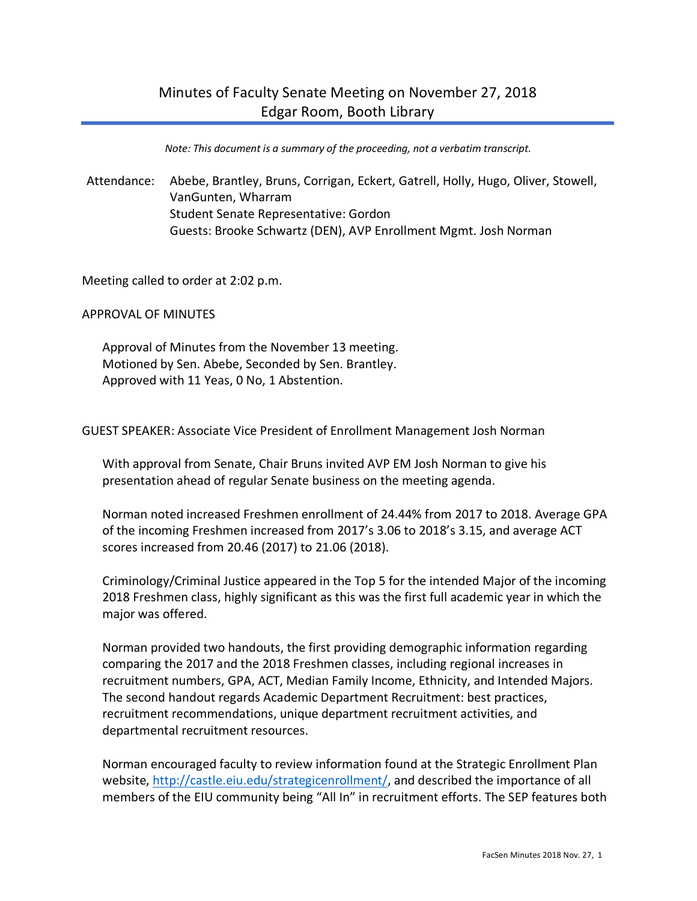# Minutes of Faculty Senate Meeting on November 27, 2018
## Edgar Room, Booth Library

*Note: This document is a summary of the proceeding, not a verbatim transcript.*

Attendance: Abebe, Brantley, Bruns, Corrigan, Eckert, Gatrell, Holly, Hugo, Oliver, Stowell, VanGunten, Wharram
Student Senate Representative: Gordon
Guests: Brooke Schwartz (DEN), AVP Enrollment Mgmt. Josh Norman

Meeting called to order at 2:02 p.m.

APPROVAL OF MINUTES

Approval of Minutes from the November 13 meeting.
Motioned by Sen. Abebe, Seconded by Sen. Brantley.
Approved with 11 Yeas, 0 No, 1 Abstention.

GUEST SPEAKER: Associate Vice President of Enrollment Management Josh Norman

With approval from Senate, Chair Bruns invited AVP EM Josh Norman to give his presentation ahead of regular Senate business on the meeting agenda.

Norman noted increased Freshmen enrollment of 24.44% from 2017 to 2018. Average GPA of the incoming Freshmen increased from 2017's 3.06 to 2018's 3.15, and average ACT scores increased from 20.46 (2017) to 21.06 (2018).

Criminology/Criminal Justice appeared in the Top 5 for the intended Major of the incoming 2018 Freshmen class, highly significant as this was the first full academic year in which the major was offered.

Norman provided two handouts, the first providing demographic information regarding comparing the 2017 and the 2018 Freshmen classes, including regional increases in recruitment numbers, GPA, ACT, Median Family Income, Ethnicity, and Intended Majors. The second handout regards Academic Department Recruitment: best practices, recruitment recommendations, unique department recruitment activities, and departmental recruitment resources.

Norman encouraged faculty to review information found at the Strategic Enrollment Plan website, http://castle.eiu.edu/strategicenrollment/, and described the importance of all members of the EIU community being "All In" in recruitment efforts. The SEP features both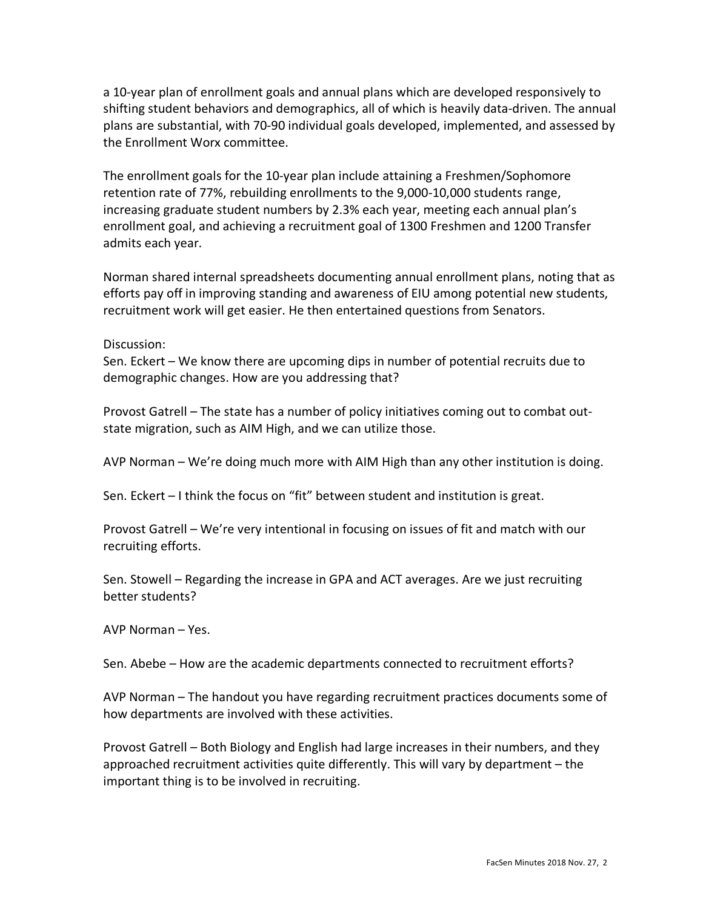a 10-year plan of enrollment goals and annual plans which are developed responsively to shifting student behaviors and demographics, all of which is heavily data-driven. The annual plans are substantial, with 70-90 individual goals developed, implemented, and assessed by the Enrollment Worx committee.

The enrollment goals for the 10-year plan include attaining a Freshmen/Sophomore retention rate of 77%, rebuilding enrollments to the 9,000-10,000 students range, increasing graduate student numbers by 2.3% each year, meeting each annual plan's enrollment goal, and achieving a recruitment goal of 1300 Freshmen and 1200 Transfer admits each year.

Norman shared internal spreadsheets documenting annual enrollment plans, noting that as efforts pay off in improving standing and awareness of EIU among potential new students, recruitment work will get easier. He then entertained questions from Senators.

Discussion:
Sen. Eckert – We know there are upcoming dips in number of potential recruits due to demographic changes. How are you addressing that?

Provost Gatrell – The state has a number of policy initiatives coming out to combat out-state migration, such as AIM High, and we can utilize those.

AVP Norman – We're doing much more with AIM High than any other institution is doing.

Sen. Eckert – I think the focus on "fit" between student and institution is great.

Provost Gatrell – We're very intentional in focusing on issues of fit and match with our recruiting efforts.

Sen. Stowell – Regarding the increase in GPA and ACT averages. Are we just recruiting better students?

AVP Norman – Yes.

Sen. Abebe – How are the academic departments connected to recruitment efforts?

AVP Norman – The handout you have regarding recruitment practices documents some of how departments are involved with these activities.

Provost Gatrell – Both Biology and English had large increases in their numbers, and they approached recruitment activities quite differently. This will vary by department – the important thing is to be involved in recruiting.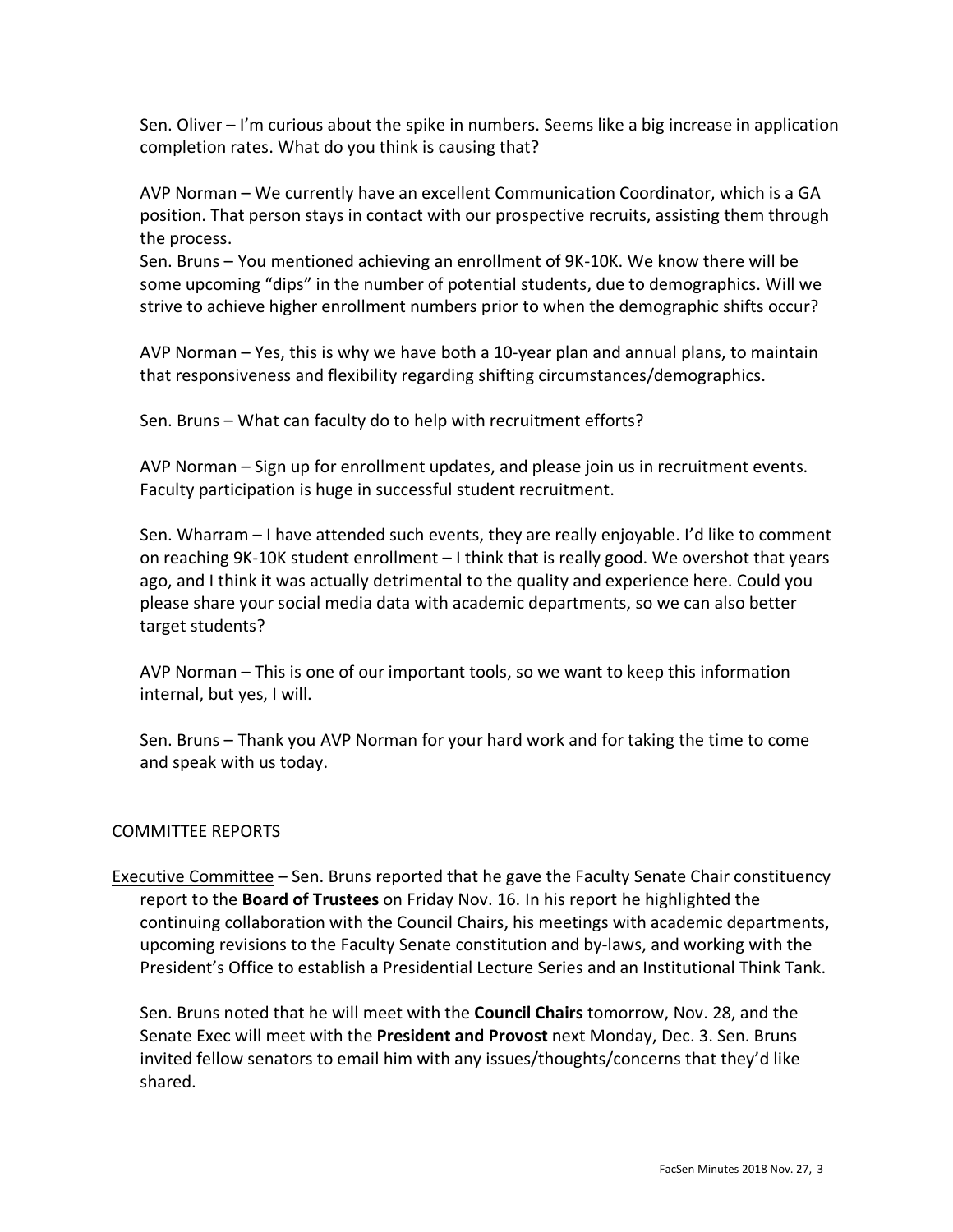Sen. Oliver – I'm curious about the spike in numbers. Seems like a big increase in application completion rates. What do you think is causing that?

AVP Norman – We currently have an excellent Communication Coordinator, which is a GA position. That person stays in contact with our prospective recruits, assisting them through the process.
Sen. Bruns – You mentioned achieving an enrollment of 9K-10K. We know there will be some upcoming "dips" in the number of potential students, due to demographics. Will we strive to achieve higher enrollment numbers prior to when the demographic shifts occur?

AVP Norman – Yes, this is why we have both a 10-year plan and annual plans, to maintain that responsiveness and flexibility regarding shifting circumstances/demographics.

Sen. Bruns – What can faculty do to help with recruitment efforts?

AVP Norman – Sign up for enrollment updates, and please join us in recruitment events. Faculty participation is huge in successful student recruitment.

Sen. Wharram – I have attended such events, they are really enjoyable. I'd like to comment on reaching 9K-10K student enrollment – I think that is really good. We overshot that years ago, and I think it was actually detrimental to the quality and experience here. Could you please share your social media data with academic departments, so we can also better target students?

AVP Norman – This is one of our important tools, so we want to keep this information internal, but yes, I will.

Sen. Bruns – Thank you AVP Norman for your hard work and for taking the time to come and speak with us today.

## COMMITTEE REPORTS

Executive Committee – Sen. Bruns reported that he gave the Faculty Senate Chair constituency report to the **Board of Trustees** on Friday Nov. 16. In his report he highlighted the continuing collaboration with the Council Chairs, his meetings with academic departments, upcoming revisions to the Faculty Senate constitution and by-laws, and working with the President's Office to establish a Presidential Lecture Series and an Institutional Think Tank.

Sen. Bruns noted that he will meet with the **Council Chairs** tomorrow, Nov. 28, and the Senate Exec will meet with the **President and Provost** next Monday, Dec. 3. Sen. Bruns invited fellow senators to email him with any issues/thoughts/concerns that they'd like shared.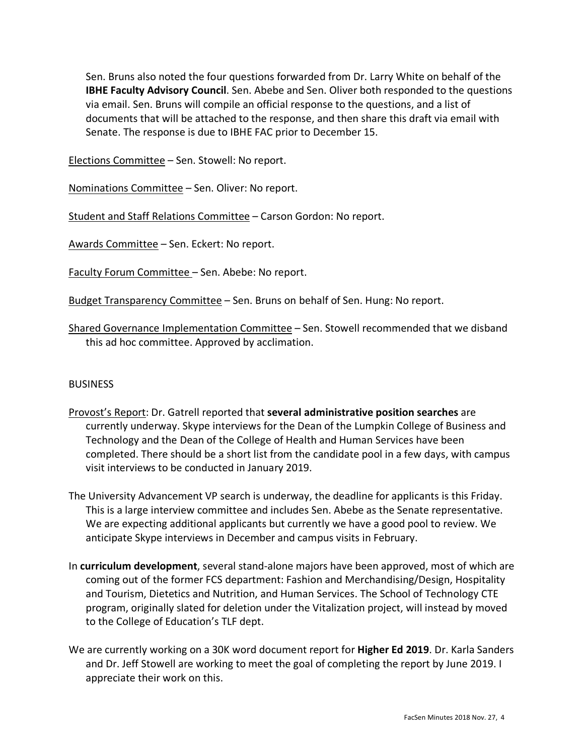Sen. Bruns also noted the four questions forwarded from Dr. Larry White on behalf of the **IBHE Faculty Advisory Council**. Sen. Abebe and Sen. Oliver both responded to the questions via email. Sen. Bruns will compile an official response to the questions, and a list of documents that will be attached to the response, and then share this draft via email with Senate. The response is due to IBHE FAC prior to December 15.

Elections Committee – Sen. Stowell: No report.

Nominations Committee – Sen. Oliver: No report.

Student and Staff Relations Committee – Carson Gordon: No report.

Awards Committee – Sen. Eckert: No report.

Faculty Forum Committee – Sen. Abebe: No report.

Budget Transparency Committee – Sen. Bruns on behalf of Sen. Hung: No report.

Shared Governance Implementation Committee – Sen. Stowell recommended that we disband this ad hoc committee. Approved by acclimation.

BUSINESS

Provost's Report: Dr. Gatrell reported that **several administrative position searches** are currently underway. Skype interviews for the Dean of the Lumpkin College of Business and Technology and the Dean of the College of Health and Human Services have been completed. There should be a short list from the candidate pool in a few days, with campus visit interviews to be conducted in January 2019.

The University Advancement VP search is underway, the deadline for applicants is this Friday. This is a large interview committee and includes Sen. Abebe as the Senate representative. We are expecting additional applicants but currently we have a good pool to review. We anticipate Skype interviews in December and campus visits in February.

In **curriculum development**, several stand-alone majors have been approved, most of which are coming out of the former FCS department: Fashion and Merchandising/Design, Hospitality and Tourism, Dietetics and Nutrition, and Human Services. The School of Technology CTE program, originally slated for deletion under the Vitalization project, will instead by moved to the College of Education's TLF dept.

We are currently working on a 30K word document report for **Higher Ed 2019**. Dr. Karla Sanders and Dr. Jeff Stowell are working to meet the goal of completing the report by June 2019. I appreciate their work on this.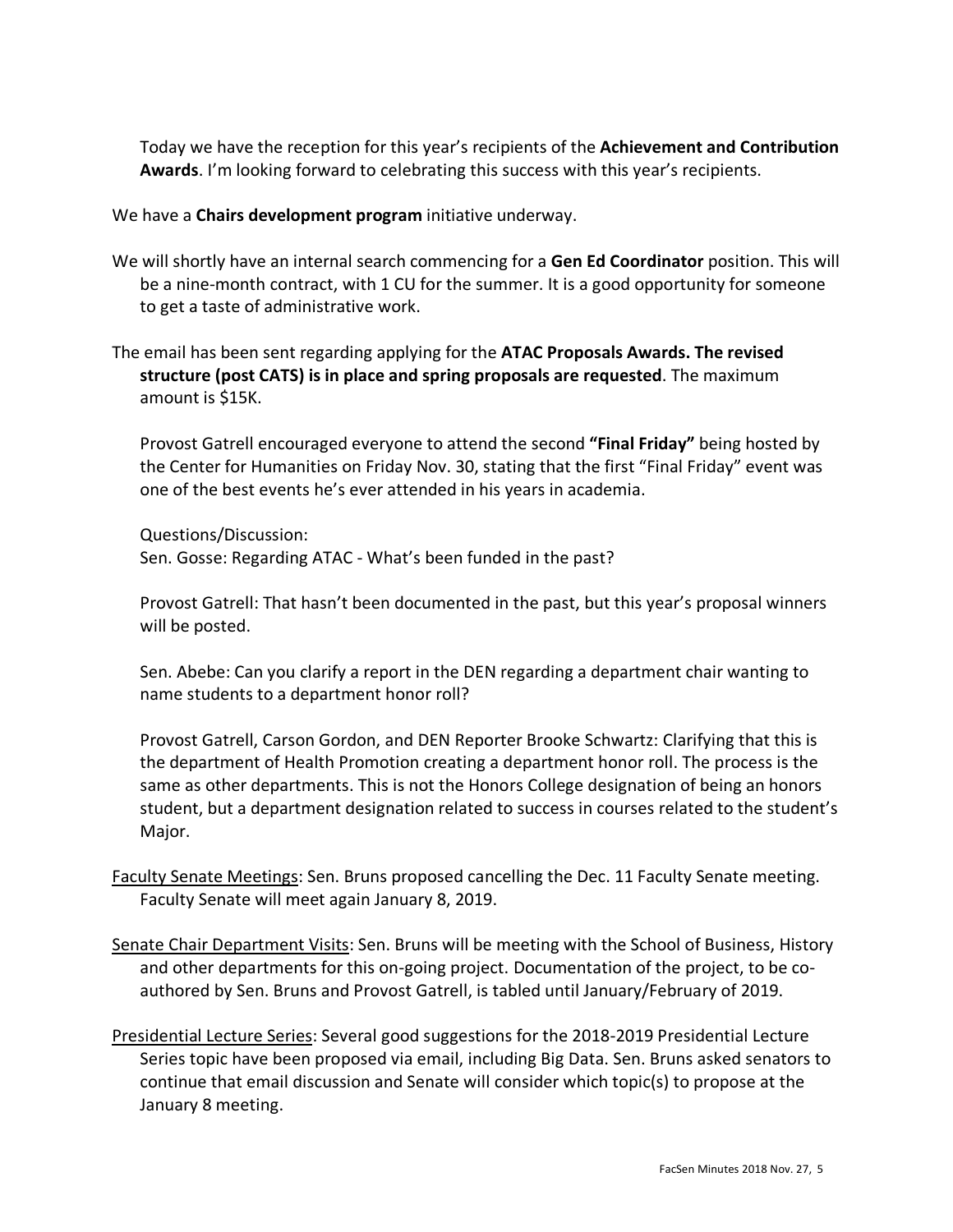Today we have the reception for this year's recipients of the **Achievement and Contribution Awards**. I'm looking forward to celebrating this success with this year's recipients.

We have a **Chairs development program** initiative underway.

We will shortly have an internal search commencing for a **Gen Ed Coordinator** position. This will be a nine-month contract, with 1 CU for the summer. It is a good opportunity for someone to get a taste of administrative work.

The email has been sent regarding applying for the **ATAC Proposals Awards. The revised structure (post CATS) is in place and spring proposals are requested**. The maximum amount is $15K.

Provost Gatrell encouraged everyone to attend the second **"Final Friday"** being hosted by the Center for Humanities on Friday Nov. 30, stating that the first "Final Friday" event was one of the best events he's ever attended in his years in academia.

Questions/Discussion:
Sen. Gosse: Regarding ATAC - What's been funded in the past?

Provost Gatrell: That hasn't been documented in the past, but this year's proposal winners will be posted.

Sen. Abebe: Can you clarify a report in the DEN regarding a department chair wanting to name students to a department honor roll?

Provost Gatrell, Carson Gordon, and DEN Reporter Brooke Schwartz: Clarifying that this is the department of Health Promotion creating a department honor roll. The process is the same as other departments. This is not the Honors College designation of being an honors student, but a department designation related to success in courses related to the student's Major.

<u>Faculty Senate Meetings</u>: Sen. Bruns proposed cancelling the Dec. 11 Faculty Senate meeting. Faculty Senate will meet again January 8, 2019.

<u>Senate Chair Department Visits</u>: Sen. Bruns will be meeting with the School of Business, History and other departments for this on-going project. Documentation of the project, to be co-authored by Sen. Bruns and Provost Gatrell, is tabled until January/February of 2019.

<u>Presidential Lecture Series</u>: Several good suggestions for the 2018-2019 Presidential Lecture Series topic have been proposed via email, including Big Data. Sen. Bruns asked senators to continue that email discussion and Senate will consider which topic(s) to propose at the January 8 meeting.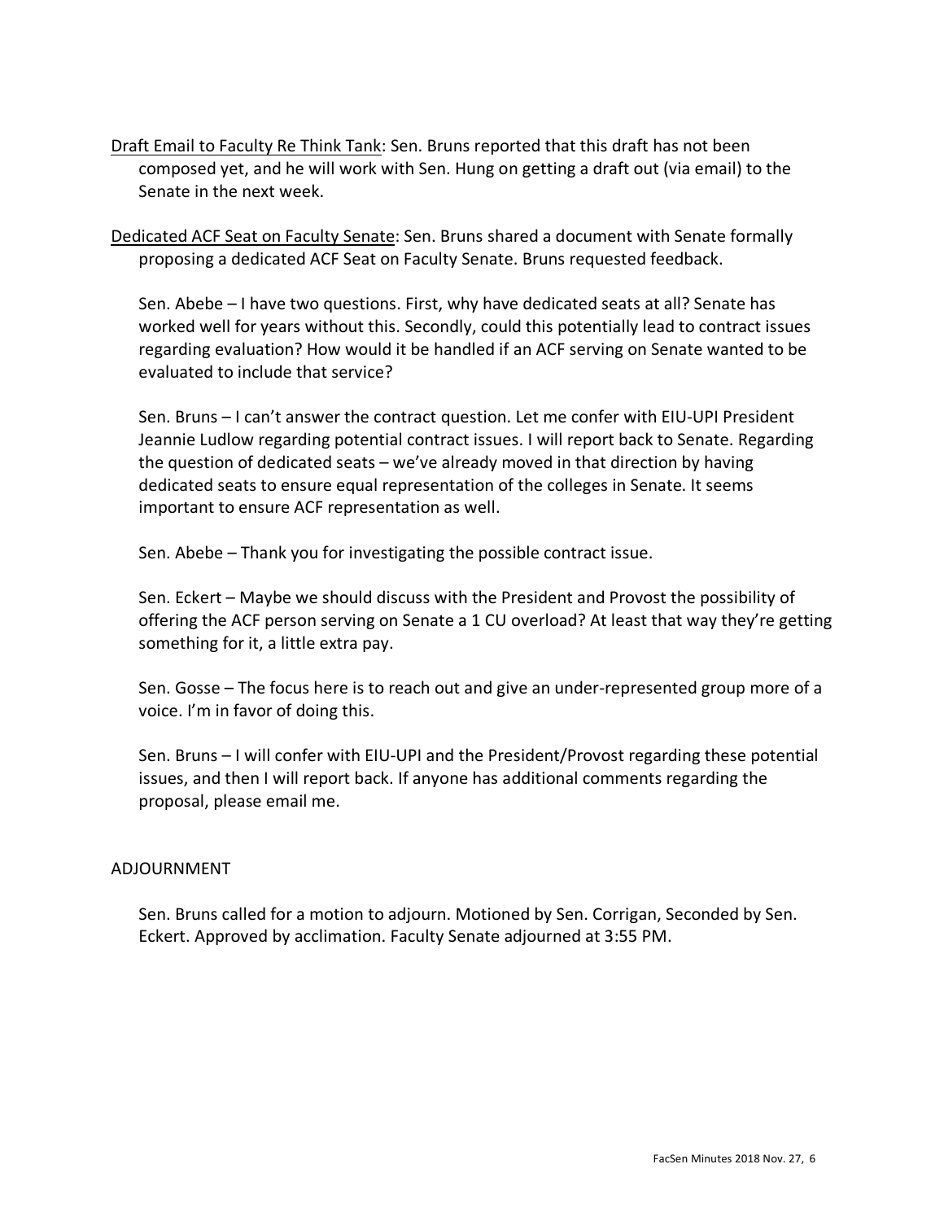<u>Draft Email to Faculty Re Think Tank</u>: Sen. Bruns reported that this draft has not been composed yet, and he will work with Sen. Hung on getting a draft out (via email) to the Senate in the next week.

<u>Dedicated ACF Seat on Faculty Senate</u>: Sen. Bruns shared a document with Senate formally proposing a dedicated ACF Seat on Faculty Senate. Bruns requested feedback.

Sen. Abebe – I have two questions. First, why have dedicated seats at all? Senate has worked well for years without this. Secondly, could this potentially lead to contract issues regarding evaluation? How would it be handled if an ACF serving on Senate wanted to be evaluated to include that service?

Sen. Bruns – I can't answer the contract question. Let me confer with EIU-UPI President Jeannie Ludlow regarding potential contract issues. I will report back to Senate. Regarding the question of dedicated seats – we've already moved in that direction by having dedicated seats to ensure equal representation of the colleges in Senate. It seems important to ensure ACF representation as well.

Sen. Abebe – Thank you for investigating the possible contract issue.

Sen. Eckert – Maybe we should discuss with the President and Provost the possibility of offering the ACF person serving on Senate a 1 CU overload? At least that way they're getting something for it, a little extra pay.

Sen. Gosse – The focus here is to reach out and give an under-represented group more of a voice. I'm in favor of doing this.

Sen. Bruns – I will confer with EIU-UPI and the President/Provost regarding these potential issues, and then I will report back. If anyone has additional comments regarding the proposal, please email me.

ADJOURNMENT

Sen. Bruns called for a motion to adjourn. Motioned by Sen. Corrigan, Seconded by Sen. Eckert. Approved by acclimation. Faculty Senate adjourned at 3:55 PM.